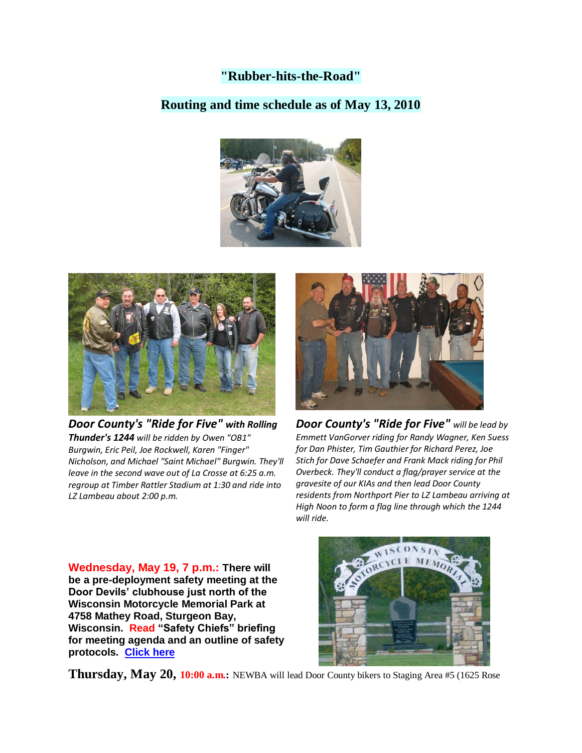# "Rubber-hits-the-Road"

## Routing and time schedule as of May 13, 2010

***Door County's "Ride for Five" with Rolling Thunder's 1244*** *will be ridden by Owen "OB1" Burgwin, Eric Peil, Joe Rockwell, Karen "Finger" Nicholson, and Michael "Saint Michael" Burgwin. They'll leave in the second wave out of La Crosse at 6:25 a.m. regroup at Timber Rattler Stadium at 1:30 and ride into LZ Lambeau about 2:00 p.m.*

***Door County's "Ride for Five"*** *will be lead by Emmett VanGorver riding for Randy Wagner, Ken Suess for Dan Phister, Tim Gauthier for Richard Perez, Joe Stich for Dave Schaefer and Frank Mack riding for Phil Overbeck. They'll conduct a flag/prayer service at the gravesite of our KIAs and then lead Door County residents from Northport Pier to LZ Lambeau arriving at High Noon to form a flag line through which the 1244 will ride.*

**Wednesday, May 19, 7 p.m.: There will be a pre-deployment safety meeting at the Door Devils' clubhouse just north of the Wisconsin Motorcycle Memorial Park at 4758 Mathey Road, Sturgeon Bay, Wisconsin. Read "Safety Chiefs" briefing for meeting agenda and an outline of safety protocols. Click here**

**Thursday, May 20, 10:00 a.m.:** NEWBA will lead Door County bikers to Staging Area #5 (1625 Rose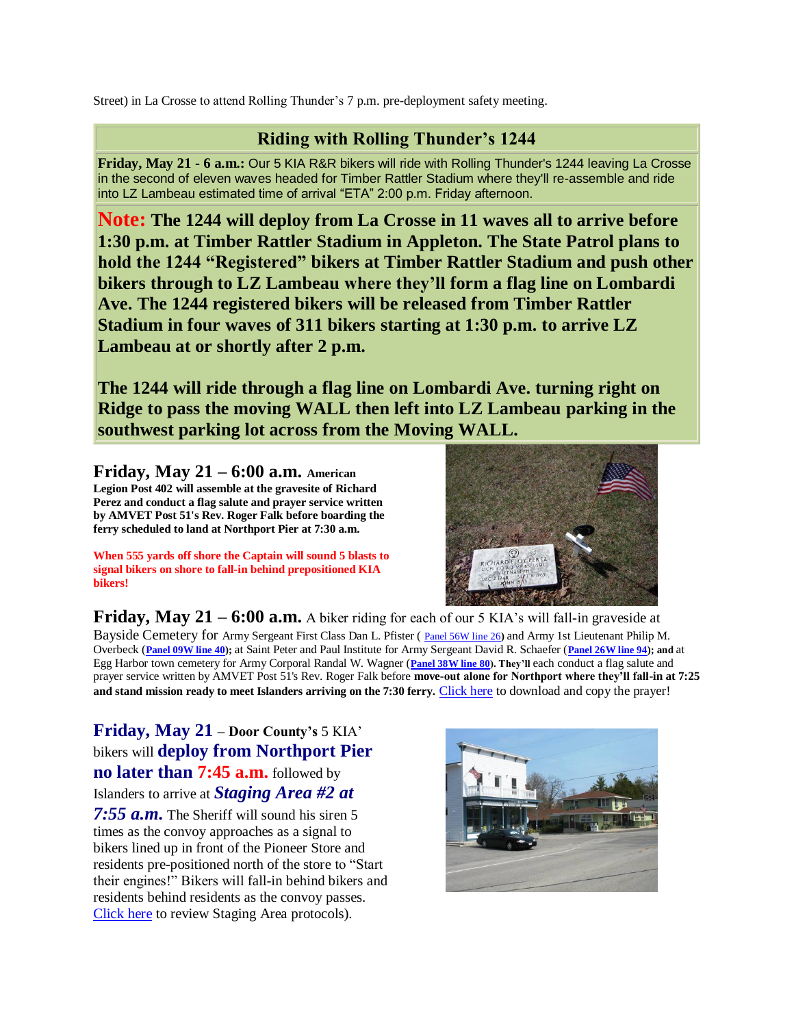Street) in La Crosse to attend Rolling Thunder's 7 p.m. pre-deployment safety meeting.

## Riding with Rolling Thunder's 1244

**Friday, May 21 - 6 a.m.:** Our 5 KIA R&R bikers will ride with Rolling Thunder's 1244 leaving La Crosse in the second of eleven waves headed for Timber Rattler Stadium where they'll re-assemble and ride into LZ Lambeau estimated time of arrival "ETA" 2:00 p.m. Friday afternoon.

**Note: The 1244 will deploy from La Crosse in 11 waves all to arrive before 1:30 p.m. at Timber Rattler Stadium in Appleton. The State Patrol plans to hold the 1244 "Registered" bikers at Timber Rattler Stadium and push other bikers through to LZ Lambeau where they'll form a flag line on Lombardi Ave. The 1244 registered bikers will be released from Timber Rattler Stadium in four waves of 311 bikers starting at 1:30 p.m. to arrive LZ Lambeau at or shortly after 2 p.m.**

**The 1244 will ride through a flag line on Lombardi Ave. turning right on Ridge to pass the moving WALL then left into LZ Lambeau parking in the southwest parking lot across from the Moving WALL.**

**Friday, May 21 – 6:00 a.m. American Legion Post 402 will assemble at the gravesite of Richard Perez and conduct a flag salute and prayer service written by AMVET Post 51's Rev. Roger Falk before boarding the ferry scheduled to land at Northport Pier at 7:30 a.m.**

**When 555 yards off shore the Captain will sound 5 blasts to signal bikers on shore to fall-in behind prepositioned KIA bikers!**

**Friday, May 21 – 6:00 a.m.** A biker riding for each of our 5 KIA's will fall-in graveside at Bayside Cemetery for Army Sergeant First Class Dan L. Pfister ( Panel 56W line 26) and Army 1st Lieutenant Philip M. Overbeck (**Panel 09W line 40**); at Saint Peter and Paul Institute for Army Sergeant David R. Schaefer (**Panel 26W line 94**); **and** at Egg Harbor town cemetery for Army Corporal Randal W. Wagner (**Panel 38W line 80**). **They'll** each conduct a flag salute and prayer service written by AMVET Post 51's Rev. Roger Falk before **move-out alone for Northport where they'll fall-in at 7:25 and stand mission ready to meet Islanders arriving on the 7:30 ferry.** Click here to download and copy the prayer!

**Friday, May 21 – Door County's** 5 KIA' bikers will **deploy from Northport Pier no later than 7:45 a.m.** followed by Islanders to arrive at ***Staging Area #2 at 7:55 a.m.*** The Sheriff will sound his siren 5 times as the convoy approaches as a signal to bikers lined up in front of the Pioneer Store and residents pre-positioned north of the store to "Start their engines!" Bikers will fall-in behind bikers and residents behind residents as the convoy passes. Click here to review Staging Area protocols).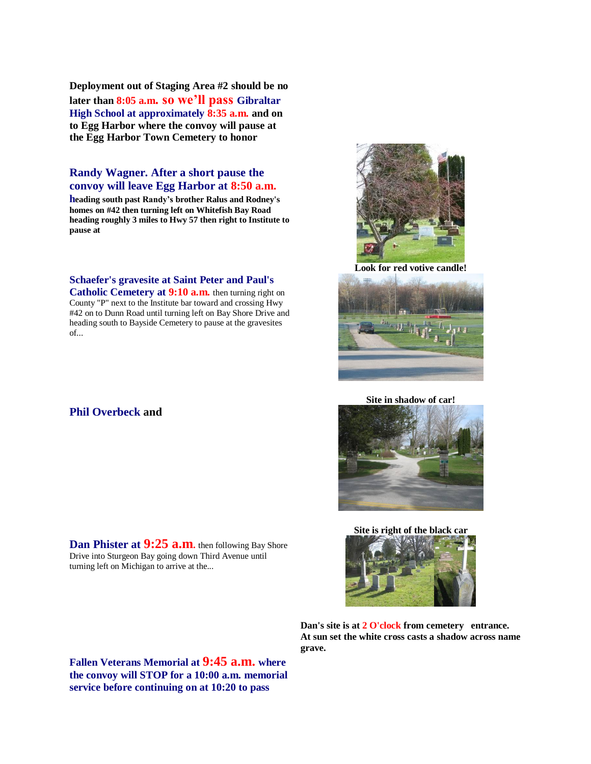**Deployment out of Staging Area #2 should be no later than 8:05 a.m. so we'll pass Gibraltar High School at approximately 8:35 a.m. and on to Egg Harbor where the convoy will pause at the Egg Harbor Town Cemetery to honor**

**Randy Wagner. After a short pause the convoy will leave Egg Harbor at 8:50 a.m. heading south past Randy's brother Ralus and Rodney's homes on #42 then turning left on Whitefish Bay Road heading roughly 3 miles to Hwy 57 then right to Institute to pause at**

**Look for red votive candle!**

**Schaefer's gravesite at Saint Peter and Paul's Catholic Cemetery at 9:10 a.m.** then turning right on County "P" next to the Institute bar toward and crossing Hwy #42 on to Dunn Road until turning left on Bay Shore Drive and heading south to Bayside Cemetery to pause at the gravesites of...

**Site in shadow of car!**

**Phil Overbeck and**

**Site is right of the black car**

**Dan Phister at 9:25 a.m.** then following Bay Shore Drive into Sturgeon Bay going down Third Avenue until turning left on Michigan to arrive at the...

**Dan's site is at 2 O'clock from cemetery entrance. At sun set the white cross casts a shadow across name grave.**

**Fallen Veterans Memorial at 9:45 a.m. where the convoy will STOP for a 10:00 a.m. memorial service before continuing on at 10:20 to pass**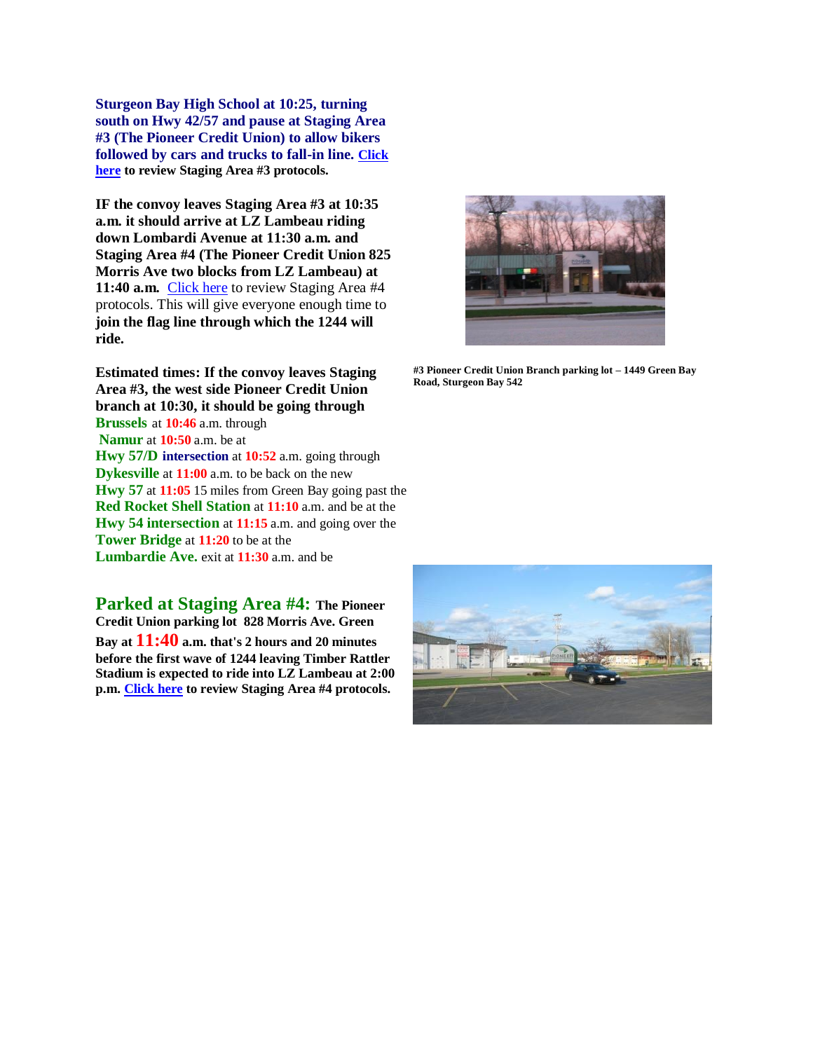**Sturgeon Bay High School at 10:25, turning south on Hwy 42/57 and pause at Staging Area #3 (The Pioneer Credit Union) to allow bikers followed by cars and trucks to fall-in line. Click here to review Staging Area #3 protocols.**

**IF the convoy leaves Staging Area #3 at 10:35 a.m. it should arrive at LZ Lambeau riding down Lombardi Avenue at 11:30 a.m. and Staging Area #4 (The Pioneer Credit Union 825 Morris Ave two blocks from LZ Lambeau) at 11:40 a.m.** Click here to review Staging Area #4 protocols. This will give everyone enough time to **join the flag line through which the 1244 will ride.**

**#3 Pioneer Credit Union Branch parking lot – 1449 Green Bay Road, Sturgeon Bay 542**

**Estimated times: If the convoy leaves Staging Area #3, the west side Pioneer Credit Union branch at 10:30, it should be going through**
**Brussels** at **10:46** a.m. through
**Namur** at **10:50** a.m. be at
**Hwy 57/D intersection** at **10:52** a.m. going through
**Dykesville** at **11:00** a.m. to be back on the new
**Hwy 57** at **11:05** 15 miles from Green Bay going past the
**Red Rocket Shell Station** at **11:10** a.m. and be at the
**Hwy 54 intersection** at **11:15** a.m. and going over the
**Tower Bridge** at **11:20** to be at the
**Lumbardie Ave.** exit at **11:30** a.m. and be

**Parked at Staging Area #4: The Pioneer Credit Union parking lot 828 Morris Ave. Green Bay at 11:40 a.m. that's 2 hours and 20 minutes before the first wave of 1244 leaving Timber Rattler Stadium is expected to ride into LZ Lambeau at 2:00 p.m. Click here to review Staging Area #4 protocols.**